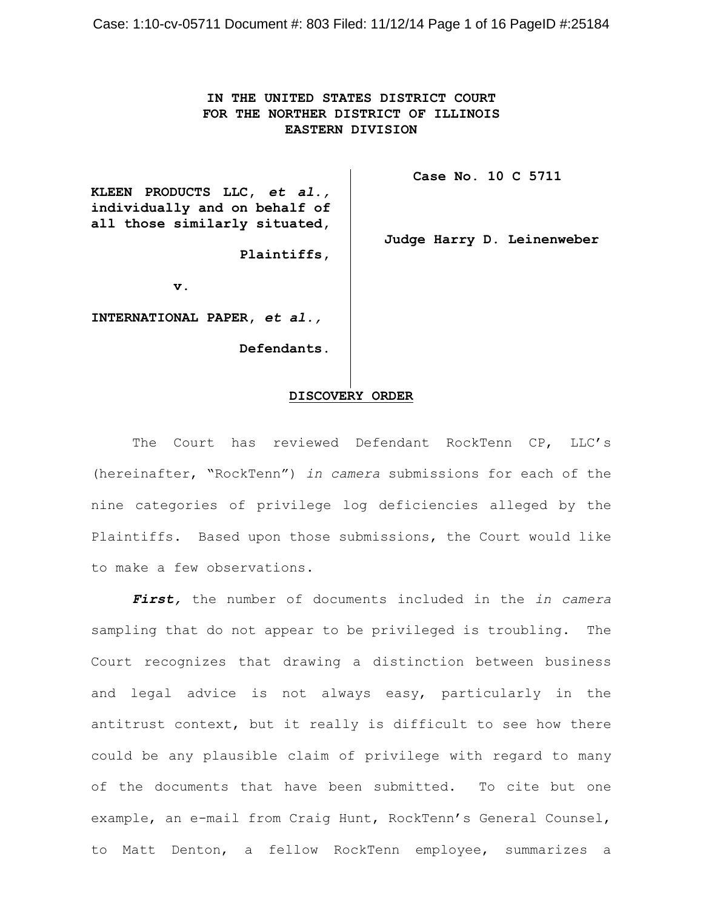**IN THE UNITED STATES DISTRICT COURT FOR THE NORTHER DISTRICT OF ILLINOIS EASTERN DIVISION**

| | |
|---|---|
| **KLEEN PRODUCTS LLC, *et al.*, individually and on behalf of all those similarly situated,** | **Case No. 10 C 5711** |
| **Plaintiffs,** | |
| **v.** | **Judge Harry D. Leinenweber** |
| **INTERNATIONAL PAPER, *et al.*,** | |
| **Defendants.** | |

**DISCOVERY ORDER**

The Court has reviewed Defendant RockTenn CP, LLC's (hereinafter, "RockTenn") *in camera* submissions for each of the nine categories of privilege log deficiencies alleged by the Plaintiffs. Based upon those submissions, the Court would like to make a few observations.

***First,*** the number of documents included in the *in camera* sampling that do not appear to be privileged is troubling. The Court recognizes that drawing a distinction between business and legal advice is not always easy, particularly in the antitrust context, but it really is difficult to see how there could be any plausible claim of privilege with regard to many of the documents that have been submitted. To cite but one example, an e-mail from Craig Hunt, RockTenn's General Counsel, to Matt Denton, a fellow RockTenn employee, summarizes a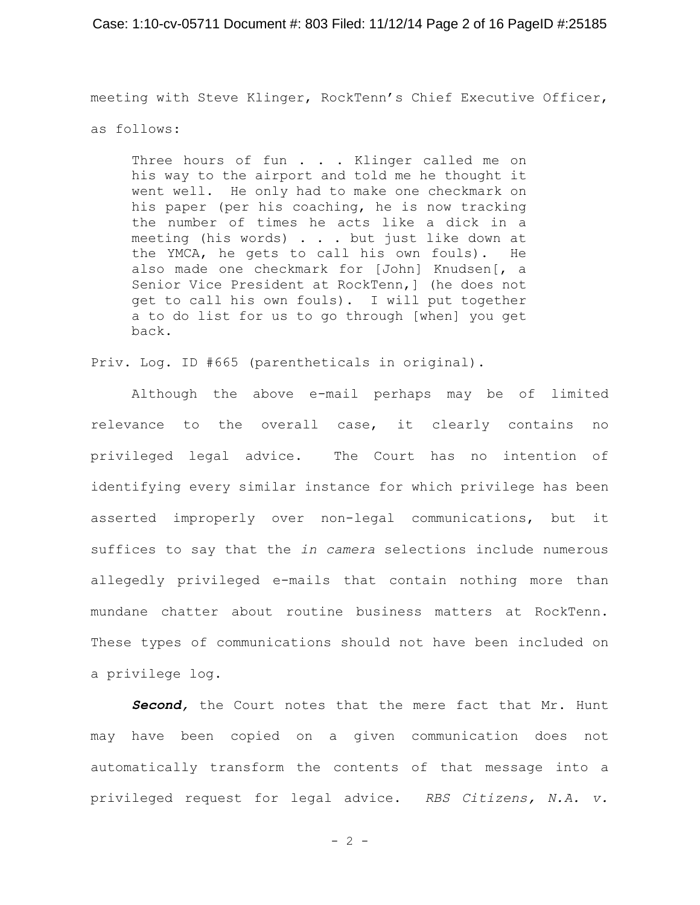meeting with Steve Klinger, RockTenn's Chief Executive Officer, as follows:

> Three hours of fun . . . Klinger called me on his way to the airport and told me he thought it went well. He only had to make one checkmark on his paper (per his coaching, he is now tracking the number of times he acts like a dick in a meeting (his words) . . . but just like down at the YMCA, he gets to call his own fouls). He also made one checkmark for [John] Knudsen[, a Senior Vice President at RockTenn,] (he does not get to call his own fouls). I will put together a to do list for us to go through [when] you get back.

Priv. Log. ID #665 (parentheticals in original).

Although the above e-mail perhaps may be of limited relevance to the overall case, it clearly contains no privileged legal advice. The Court has no intention of identifying every similar instance for which privilege has been asserted improperly over non-legal communications, but it suffices to say that the *in camera* selections include numerous allegedly privileged e-mails that contain nothing more than mundane chatter about routine business matters at RockTenn. These types of communications should not have been included on a privilege log.

***Second,*** the Court notes that the mere fact that Mr. Hunt may have been copied on a given communication does not automatically transform the contents of that message into a privileged request for legal advice. *RBS Citizens, N.A. v.*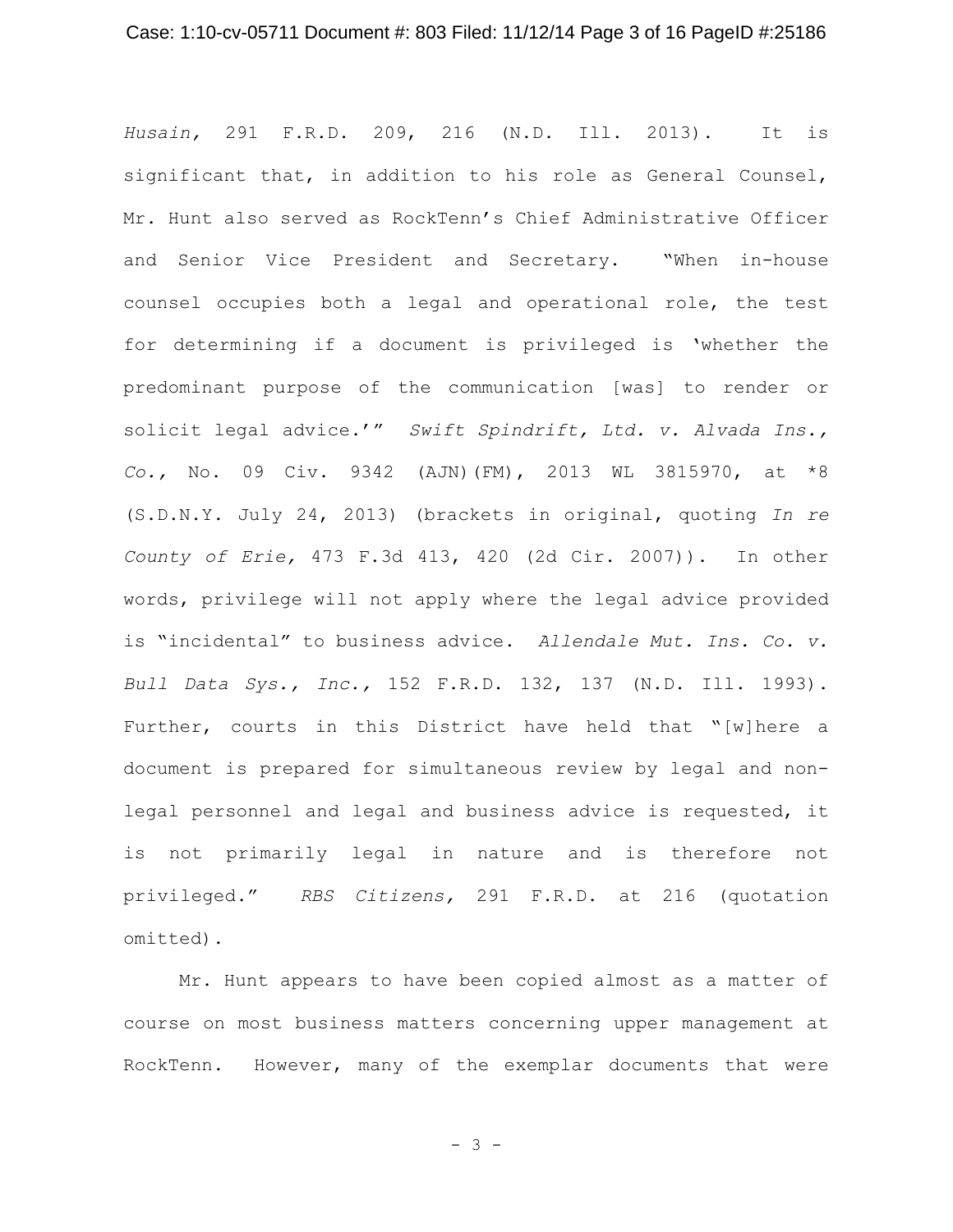*Husain,* 291 F.R.D. 209, 216 (N.D. Ill. 2013). It is significant that, in addition to his role as General Counsel, Mr. Hunt also served as RockTenn's Chief Administrative Officer and Senior Vice President and Secretary. "When in-house counsel occupies both a legal and operational role, the test for determining if a document is privileged is 'whether the predominant purpose of the communication [was] to render or solicit legal advice.'" *Swift Spindrift, Ltd. v. Alvada Ins., Co.,* No. 09 Civ. 9342 (AJN)(FM), 2013 WL 3815970, at *8 (S.D.N.Y. July 24, 2013) (brackets in original, quoting *In re County of Erie,* 473 F.3d 413, 420 (2d Cir. 2007)). In other words, privilege will not apply where the legal advice provided is "incidental" to business advice. *Allendale Mut. Ins. Co. v. Bull Data Sys., Inc.,* 152 F.R.D. 132, 137 (N.D. Ill. 1993). Further, courts in this District have held that "[w]here a document is prepared for simultaneous review by legal and non-legal personnel and legal and business advice is requested, it is not primarily legal in nature and is therefore not privileged." *RBS Citizens,* 291 F.R.D. at 216 (quotation omitted).

Mr. Hunt appears to have been copied almost as a matter of course on most business matters concerning upper management at RockTenn. However, many of the exemplar documents that were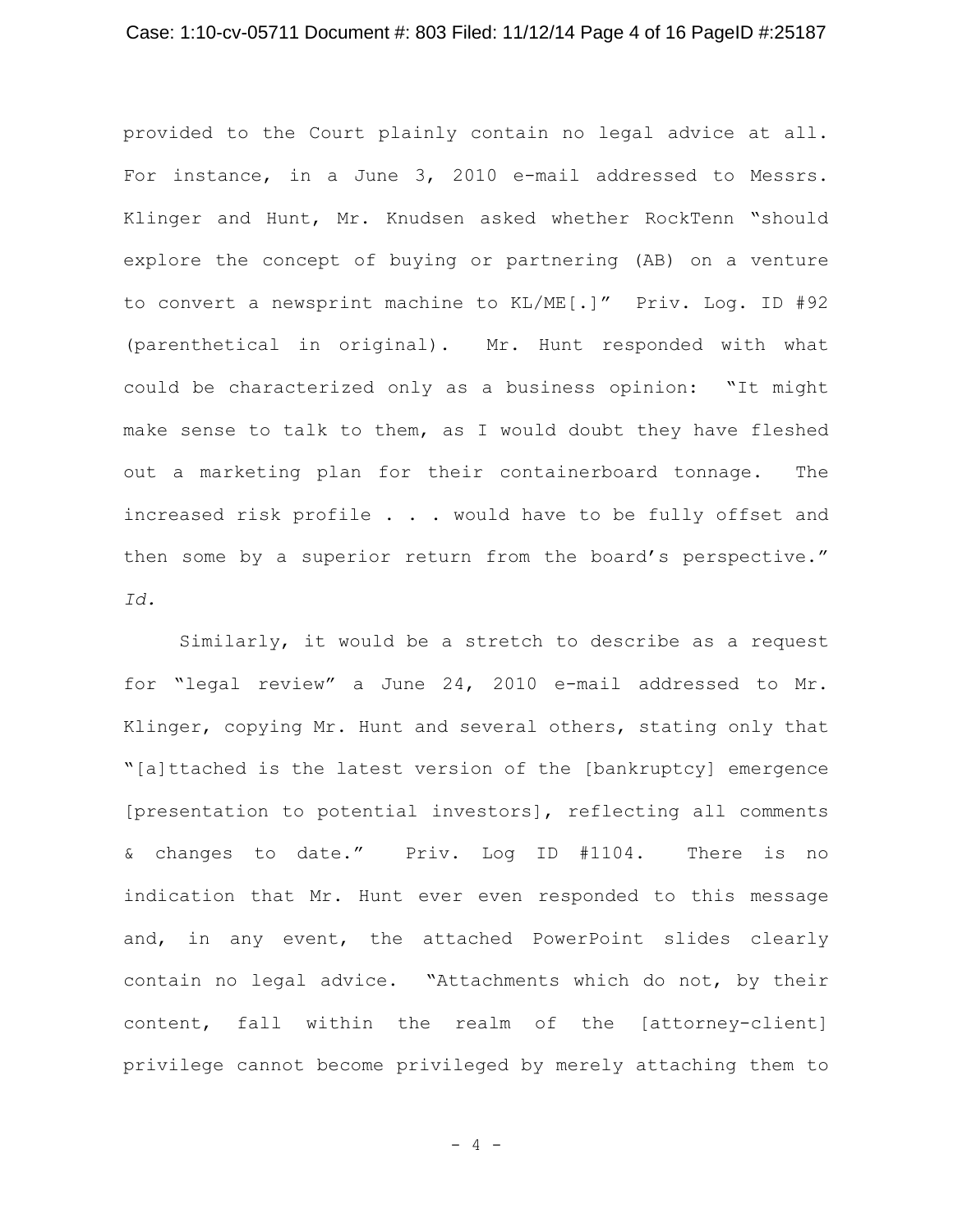provided to the Court plainly contain no legal advice at all. For instance, in a June 3, 2010 e-mail addressed to Messrs. Klinger and Hunt, Mr. Knudsen asked whether RockTenn "should explore the concept of buying or partnering (AB) on a venture to convert a newsprint machine to KL/ME[.]" Priv. Log. ID #92 (parenthetical in original). Mr. Hunt responded with what could be characterized only as a business opinion: "It might make sense to talk to them, as I would doubt they have fleshed out a marketing plan for their containerboard tonnage. The increased risk profile . . . would have to be fully offset and then some by a superior return from the board's perspective." *Id.*

Similarly, it would be a stretch to describe as a request for "legal review" a June 24, 2010 e-mail addressed to Mr. Klinger, copying Mr. Hunt and several others, stating only that "[a]ttached is the latest version of the [bankruptcy] emergence [presentation to potential investors], reflecting all comments & changes to date." Priv. Log ID #1104. There is no indication that Mr. Hunt ever even responded to this message and, in any event, the attached PowerPoint slides clearly contain no legal advice. "Attachments which do not, by their content, fall within the realm of the [attorney-client] privilege cannot become privileged by merely attaching them to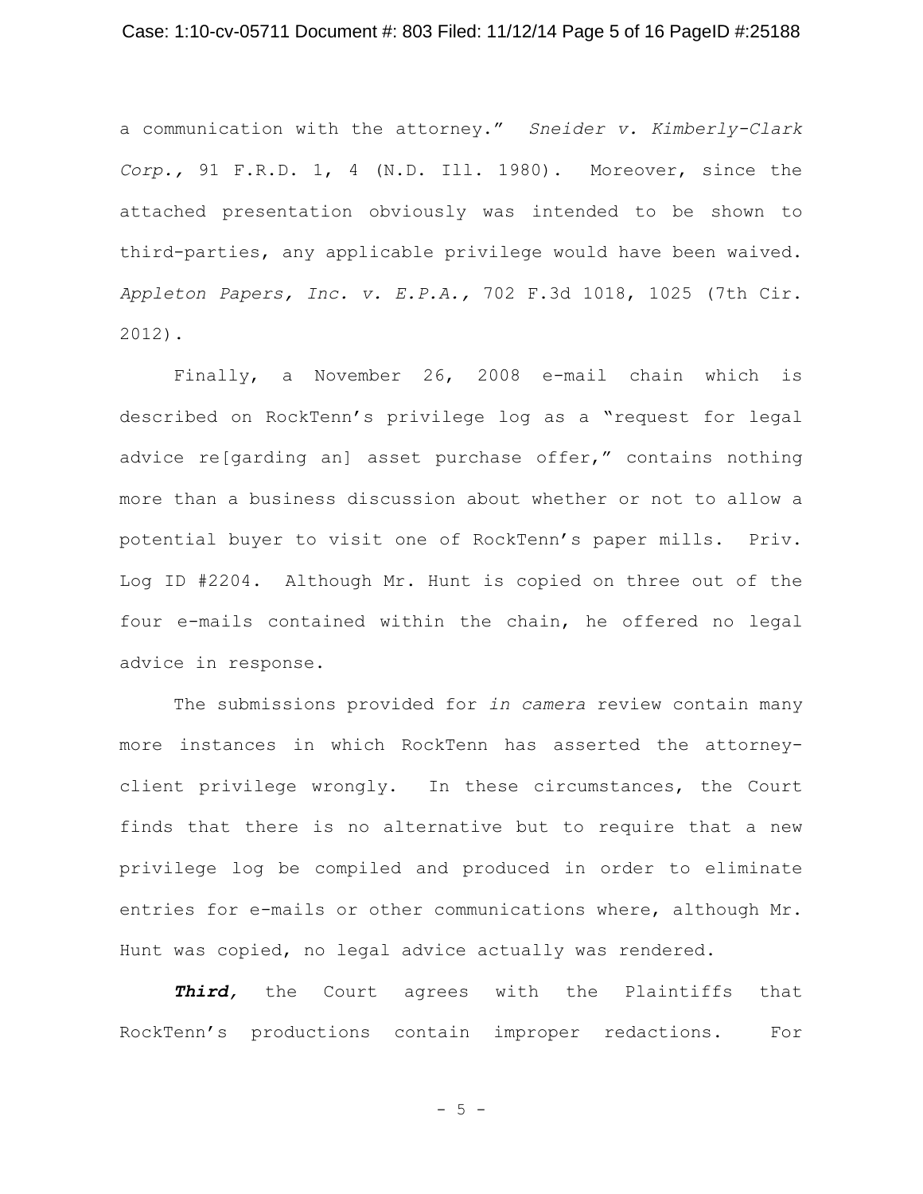a communication with the attorney." *Sneider v. Kimberly-Clark Corp.*, 91 F.R.D. 1, 4 (N.D. Ill. 1980). Moreover, since the attached presentation obviously was intended to be shown to third-parties, any applicable privilege would have been waived. *Appleton Papers, Inc. v. E.P.A.*, 702 F.3d 1018, 1025 (7th Cir. 2012).

Finally, a November 26, 2008 e-mail chain which is described on RockTenn's privilege log as a "request for legal advice re[garding an] asset purchase offer," contains nothing more than a business discussion about whether or not to allow a potential buyer to visit one of RockTenn's paper mills. Priv. Log ID #2204. Although Mr. Hunt is copied on three out of the four e-mails contained within the chain, he offered no legal advice in response.

The submissions provided for *in camera* review contain many more instances in which RockTenn has asserted the attorney-client privilege wrongly. In these circumstances, the Court finds that there is no alternative but to require that a new privilege log be compiled and produced in order to eliminate entries for e-mails or other communications where, although Mr. Hunt was copied, no legal advice actually was rendered.

***Third,*** the Court agrees with the Plaintiffs that RockTenn's productions contain improper redactions. For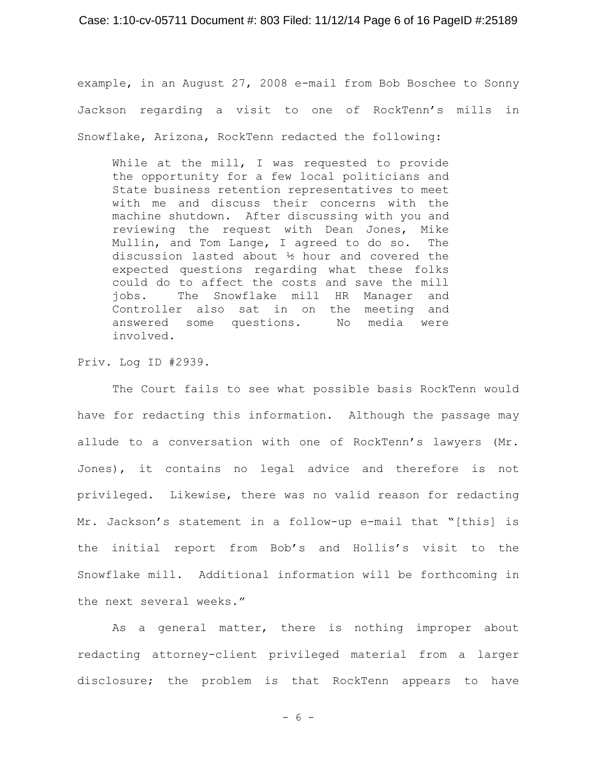example, in an August 27, 2008 e-mail from Bob Boschee to Sonny Jackson regarding a visit to one of RockTenn's mills in Snowflake, Arizona, RockTenn redacted the following:

> While at the mill, I was requested to provide the opportunity for a few local politicians and State business retention representatives to meet with me and discuss their concerns with the machine shutdown. After discussing with you and reviewing the request with Dean Jones, Mike Mullin, and Tom Lange, I agreed to do so. The discussion lasted about ½ hour and covered the expected questions regarding what these folks could do to affect the costs and save the mill jobs. The Snowflake mill HR Manager and Controller also sat in on the meeting and answered some questions. No media were involved.

Priv. Log ID #2939.

The Court fails to see what possible basis RockTenn would have for redacting this information. Although the passage may allude to a conversation with one of RockTenn's lawyers (Mr. Jones), it contains no legal advice and therefore is not privileged. Likewise, there was no valid reason for redacting Mr. Jackson's statement in a follow-up e-mail that "[this] is the initial report from Bob's and Hollis's visit to the Snowflake mill. Additional information will be forthcoming in the next several weeks."

As a general matter, there is nothing improper about redacting attorney-client privileged material from a larger disclosure; the problem is that RockTenn appears to have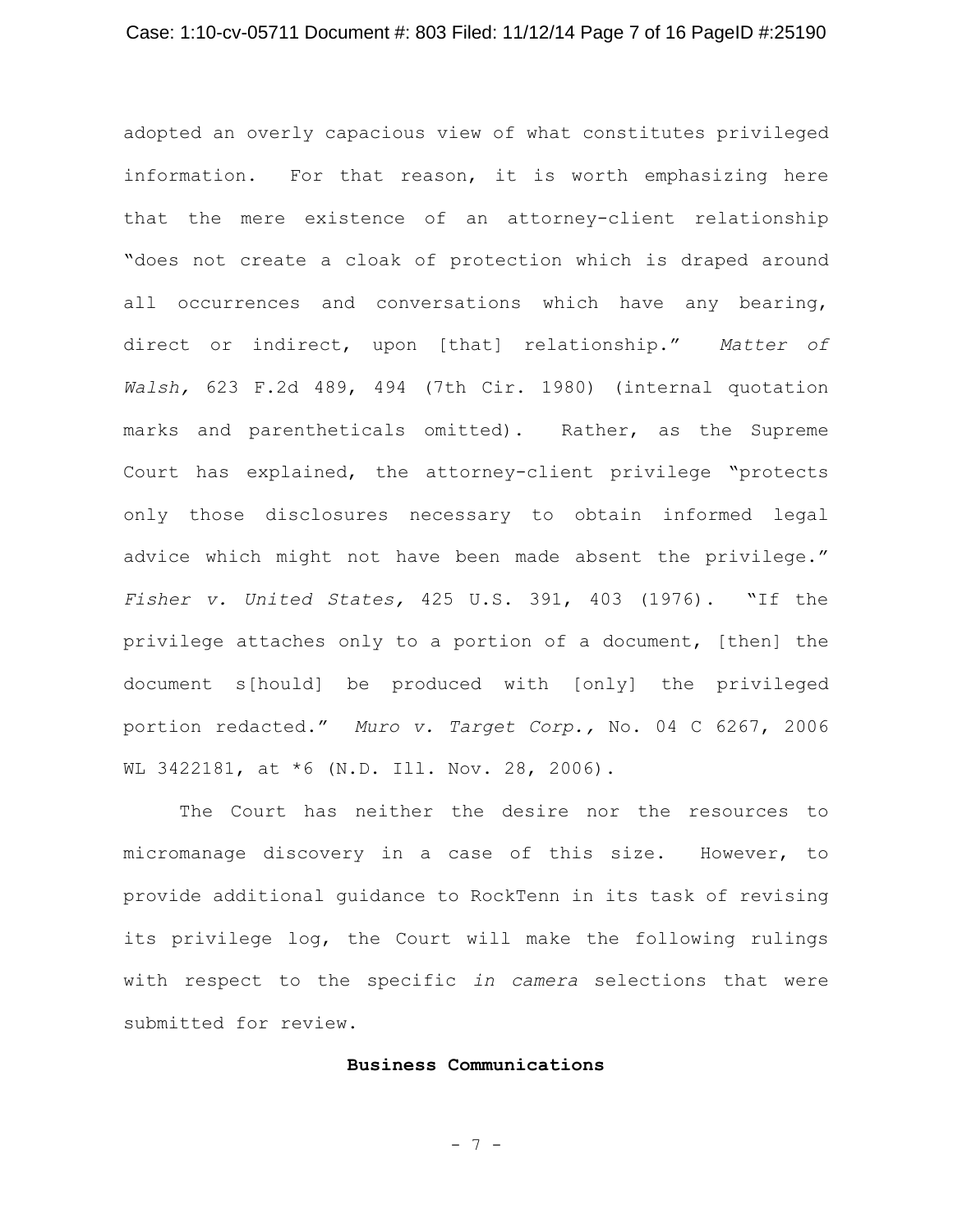adopted an overly capacious view of what constitutes privileged information. For that reason, it is worth emphasizing here that the mere existence of an attorney-client relationship "does not create a cloak of protection which is draped around all occurrences and conversations which have any bearing, direct or indirect, upon [that] relationship." *Matter of Walsh,* 623 F.2d 489, 494 (7th Cir. 1980) (internal quotation marks and parentheticals omitted). Rather, as the Supreme Court has explained, the attorney-client privilege "protects only those disclosures necessary to obtain informed legal advice which might not have been made absent the privilege." *Fisher v. United States,* 425 U.S. 391, 403 (1976). "If the privilege attaches only to a portion of a document, [then] the document s[hould] be produced with [only] the privileged portion redacted." *Muro v. Target Corp.,* No. 04 C 6267, 2006 WL 3422181, at *6 (N.D. Ill. Nov. 28, 2006).

The Court has neither the desire nor the resources to micromanage discovery in a case of this size. However, to provide additional guidance to RockTenn in its task of revising its privilege log, the Court will make the following rulings with respect to the specific *in camera* selections that were submitted for review.

**Business Communications**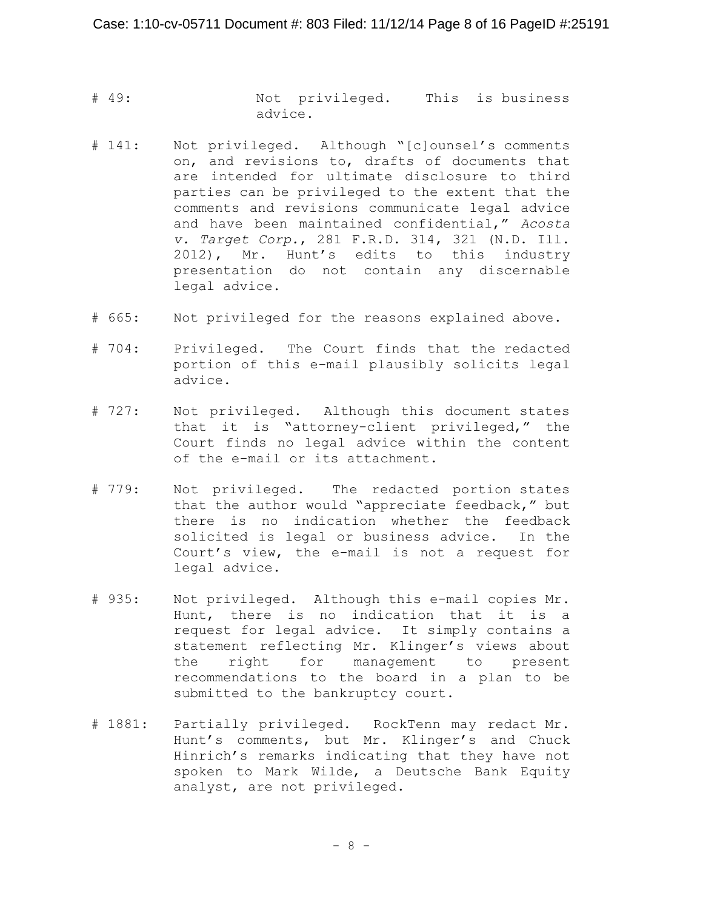# 49: Not privileged. This is business advice.

# 141: Not privileged. Although "[c]ounsel's comments on, and revisions to, drafts of documents that are intended for ultimate disclosure to third parties can be privileged to the extent that the comments and revisions communicate legal advice and have been maintained confidential," *Acosta v. Target Corp.*, 281 F.R.D. 314, 321 (N.D. Ill. 2012), Mr. Hunt's edits to this industry presentation do not contain any discernable legal advice.

# 665: Not privileged for the reasons explained above.

# 704: Privileged. The Court finds that the redacted portion of this e-mail plausibly solicits legal advice.

# 727: Not privileged. Although this document states that it is "attorney-client privileged," the Court finds no legal advice within the content of the e-mail or its attachment.

# 779: Not privileged. The redacted portion states that the author would "appreciate feedback," but there is no indication whether the feedback solicited is legal or business advice. In the Court's view, the e-mail is not a request for legal advice.

# 935: Not privileged. Although this e-mail copies Mr. Hunt, there is no indication that it is a request for legal advice. It simply contains a statement reflecting Mr. Klinger's views about the right for management to present recommendations to the board in a plan to be submitted to the bankruptcy court.

# 1881: Partially privileged. RockTenn may redact Mr. Hunt's comments, but Mr. Klinger's and Chuck Hinrich's remarks indicating that they have not spoken to Mark Wilde, a Deutsche Bank Equity analyst, are not privileged.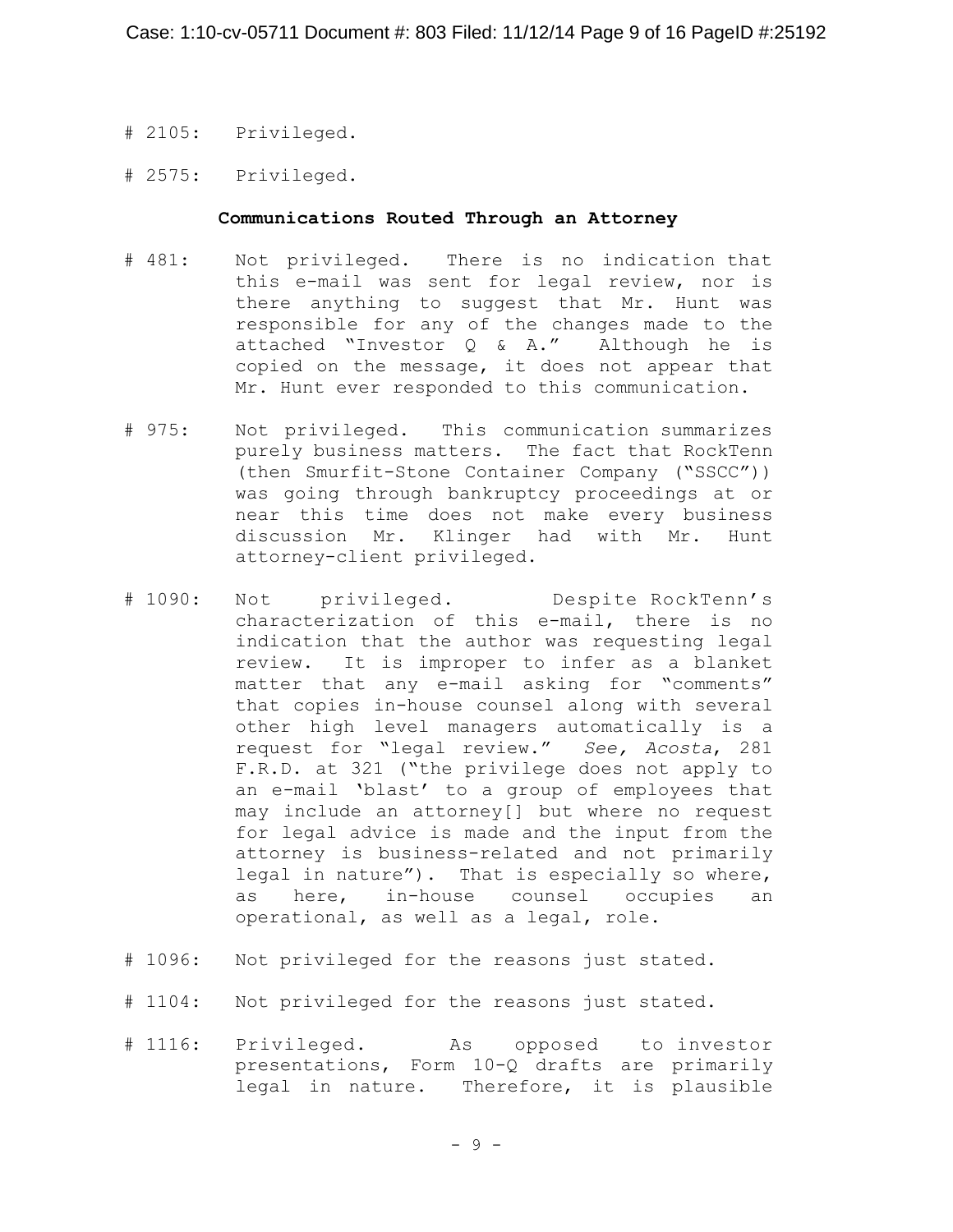# 2105: Privileged.

# 2575: Privileged.

**Communications Routed Through an Attorney**

# 481: Not privileged. There is no indication that this e-mail was sent for legal review, nor is there anything to suggest that Mr. Hunt was responsible for any of the changes made to the attached "Investor Q & A." Although he is copied on the message, it does not appear that Mr. Hunt ever responded to this communication.

# 975: Not privileged. This communication summarizes purely business matters. The fact that RockTenn (then Smurfit-Stone Container Company ("SSCC")) was going through bankruptcy proceedings at or near this time does not make every business discussion Mr. Klinger had with Mr. Hunt attorney-client privileged.

# 1090: Not privileged. Despite RockTenn's characterization of this e-mail, there is no indication that the author was requesting legal review. It is improper to infer as a blanket matter that any e-mail asking for "comments" that copies in-house counsel along with several other high level managers automatically is a request for "legal review." *See, Acosta*, 281 F.R.D. at 321 ("the privilege does not apply to an e-mail 'blast' to a group of employees that may include an attorney[] but where no request for legal advice is made and the input from the attorney is business-related and not primarily legal in nature"). That is especially so where, as here, in-house counsel occupies an operational, as well as a legal, role.

# 1096: Not privileged for the reasons just stated.

# 1104: Not privileged for the reasons just stated.

# 1116: Privileged. As opposed to investor presentations, Form 10-Q drafts are primarily legal in nature. Therefore, it is plausible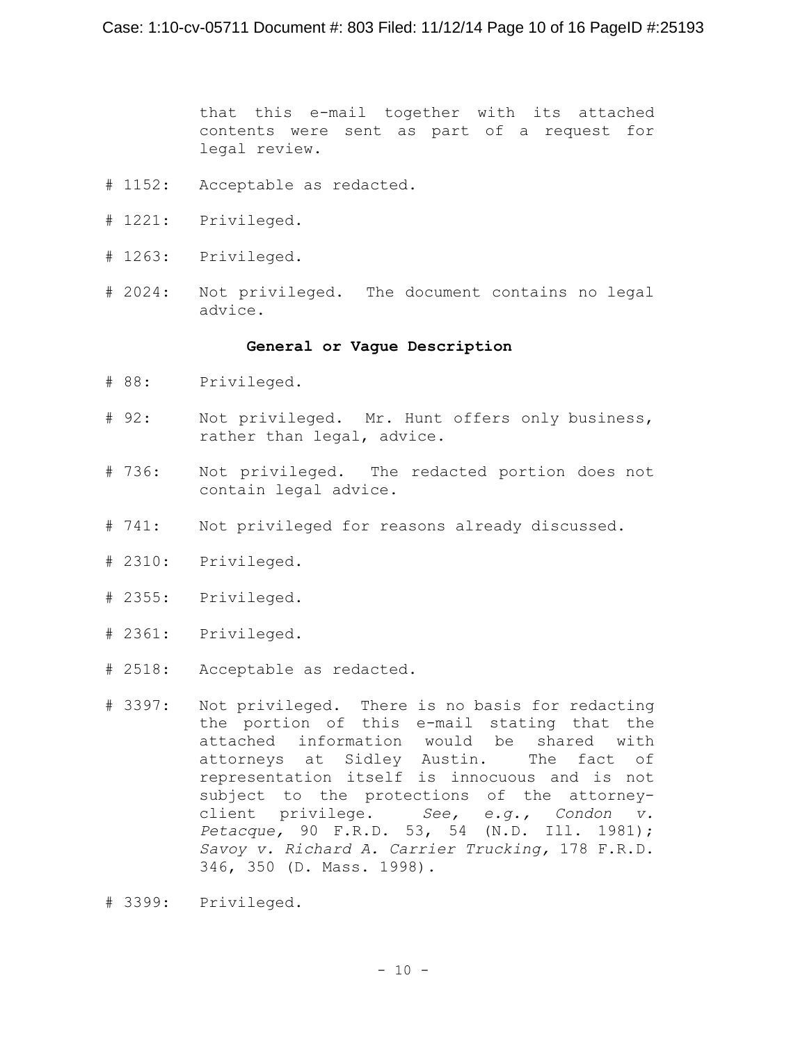that this e-mail together with its attached contents were sent as part of a request for legal review.

# 1152: Acceptable as redacted.

# 1221: Privileged.

# 1263: Privileged.

# 2024: Not privileged. The document contains no legal advice.

**General or Vague Description**

# 88: Privileged.

# 92: Not privileged. Mr. Hunt offers only business, rather than legal, advice.

# 736: Not privileged. The redacted portion does not contain legal advice.

# 741: Not privileged for reasons already discussed.

# 2310: Privileged.

# 2355: Privileged.

# 2361: Privileged.

# 2518: Acceptable as redacted.

# 3397: Not privileged. There is no basis for redacting the portion of this e-mail stating that the attached information would be shared with attorneys at Sidley Austin. The fact of representation itself is innocuous and is not subject to the protections of the attorney-client privilege. *See, e.g., Condon v. Petacque,* 90 F.R.D. 53, 54 (N.D. Ill. 1981); *Savoy v. Richard A. Carrier Trucking,* 178 F.R.D. 346, 350 (D. Mass. 1998).

# 3399: Privileged.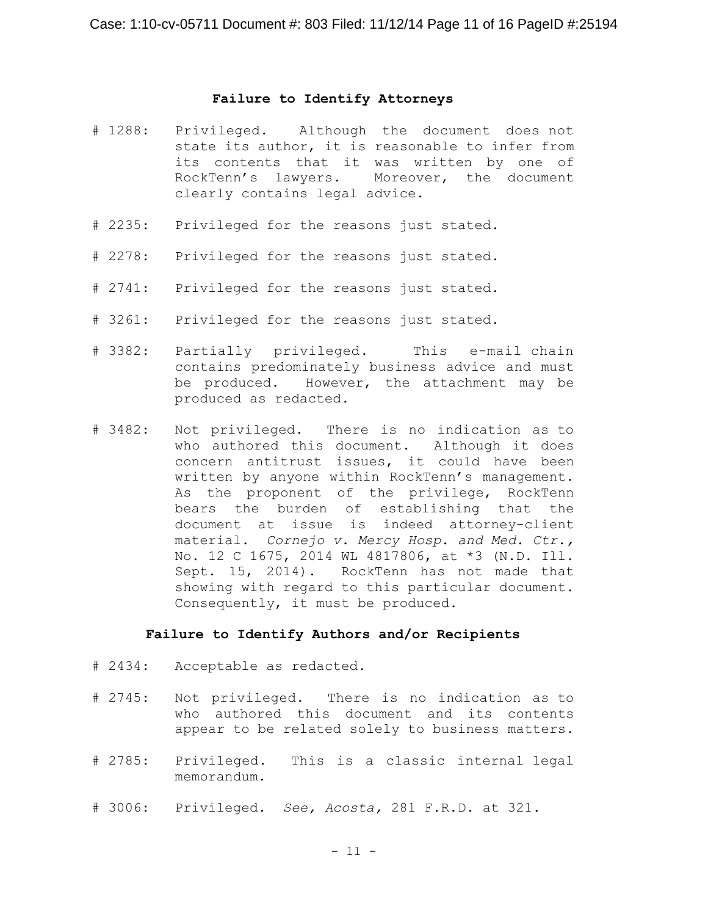**Failure to Identify Attorneys**

# 1288: Privileged. Although the document does not state its author, it is reasonable to infer from its contents that it was written by one of RockTenn's lawyers. Moreover, the document clearly contains legal advice.

# 2235: Privileged for the reasons just stated.

# 2278: Privileged for the reasons just stated.

# 2741: Privileged for the reasons just stated.

# 3261: Privileged for the reasons just stated.

# 3382: Partially privileged. This e-mail chain contains predominately business advice and must be produced. However, the attachment may be produced as redacted.

# 3482: Not privileged. There is no indication as to who authored this document. Although it does concern antitrust issues, it could have been written by anyone within RockTenn's management. As the proponent of the privilege, RockTenn bears the burden of establishing that the document at issue is indeed attorney-client material. *Cornejo v. Mercy Hosp. and Med. Ctr.*, No. 12 C 1675, 2014 WL 4817806, at *3 (N.D. Ill. Sept. 15, 2014). RockTenn has not made that showing with regard to this particular document. Consequently, it must be produced.

**Failure to Identify Authors and/or Recipients**

# 2434: Acceptable as redacted.

# 2745: Not privileged. There is no indication as to who authored this document and its contents appear to be related solely to business matters.

# 2785: Privileged. This is a classic internal legal memorandum.

# 3006: Privileged. *See, Acosta,* 281 F.R.D. at 321.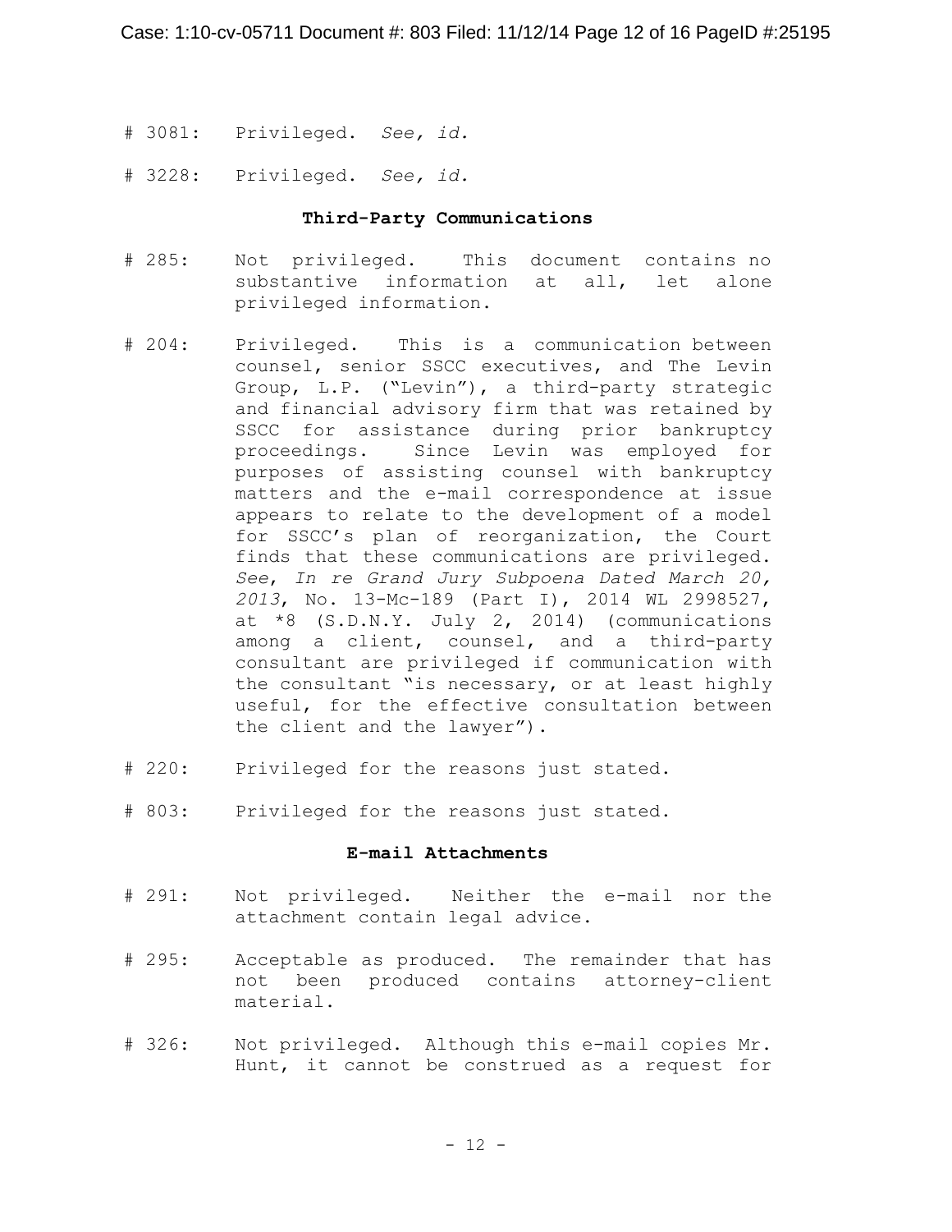# 3081: Privileged. *See, id.*

# 3228: Privileged. *See, id.*

**Third-Party Communications**

# 285: Not privileged. This document contains no substantive information at all, let alone privileged information.

# 204: Privileged. This is a communication between counsel, senior SSCC executives, and The Levin Group, L.P. ("Levin"), a third-party strategic and financial advisory firm that was retained by SSCC for assistance during prior bankruptcy proceedings. Since Levin was employed for purposes of assisting counsel with bankruptcy matters and the e-mail correspondence at issue appears to relate to the development of a model for SSCC's plan of reorganization, the Court finds that these communications are privileged. *See*, *In re Grand Jury Subpoena Dated March 20, 2013*, No. 13-Mc-189 (Part I), 2014 WL 2998527, at *8 (S.D.N.Y. July 2, 2014) (communications among a client, counsel, and a third-party consultant are privileged if communication with the consultant "is necessary, or at least highly useful, for the effective consultation between the client and the lawyer").

# 220: Privileged for the reasons just stated.

# 803: Privileged for the reasons just stated.

**E-mail Attachments**

# 291: Not privileged. Neither the e-mail nor the attachment contain legal advice.

# 295: Acceptable as produced. The remainder that has not been produced contains attorney-client material.

# 326: Not privileged. Although this e-mail copies Mr. Hunt, it cannot be construed as a request for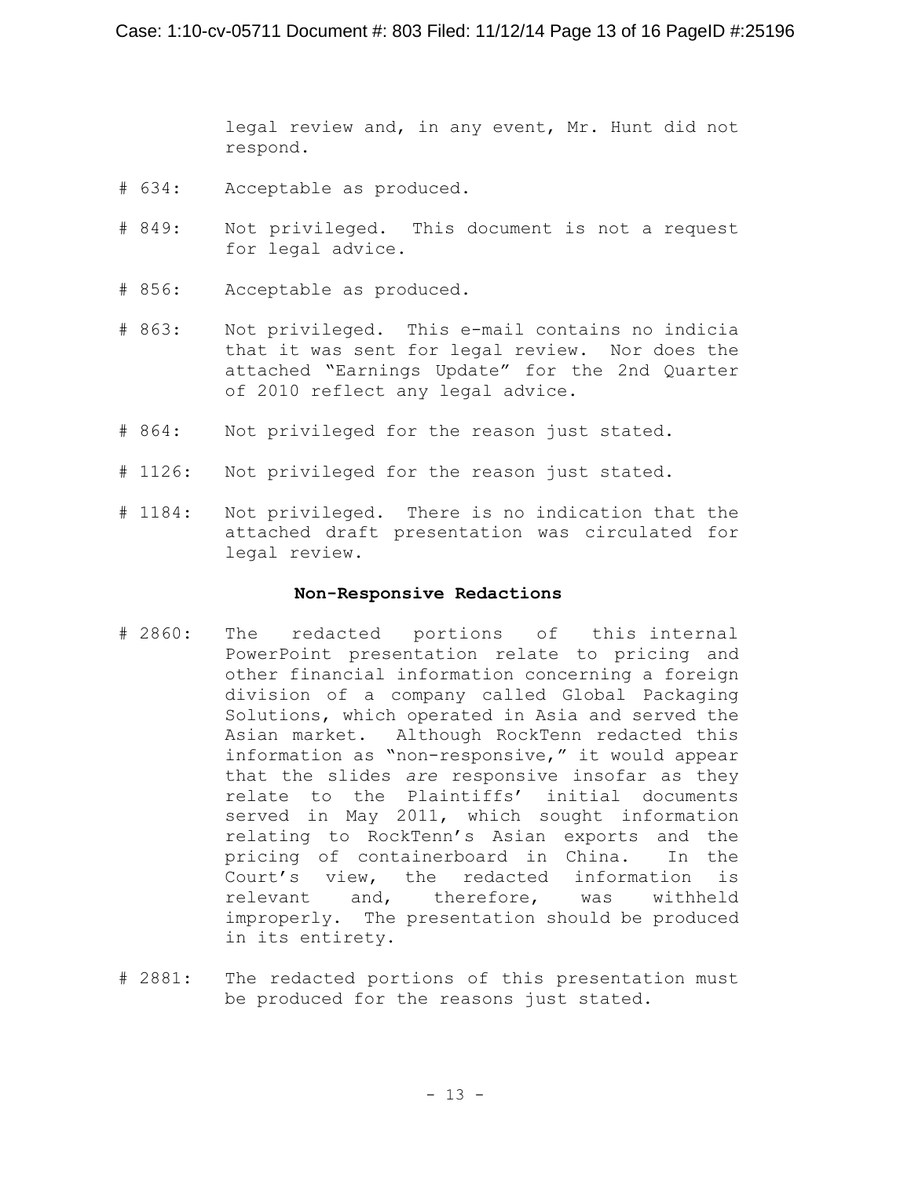legal review and, in any event, Mr. Hunt did not respond.

# 634: Acceptable as produced.

# 849: Not privileged. This document is not a request for legal advice.

# 856: Acceptable as produced.

# 863: Not privileged. This e-mail contains no indicia that it was sent for legal review. Nor does the attached "Earnings Update" for the 2nd Quarter of 2010 reflect any legal advice.

# 864: Not privileged for the reason just stated.

# 1126: Not privileged for the reason just stated.

# 1184: Not privileged. There is no indication that the attached draft presentation was circulated for legal review.

**Non-Responsive Redactions**

# 2860: The redacted portions of this internal PowerPoint presentation relate to pricing and other financial information concerning a foreign division of a company called Global Packaging Solutions, which operated in Asia and served the Asian market. Although RockTenn redacted this information as "non-responsive," it would appear that the slides *are* responsive insofar as they relate to the Plaintiffs' initial documents served in May 2011, which sought information relating to RockTenn's Asian exports and the pricing of containerboard in China. In the Court's view, the redacted information is relevant and, therefore, was withheld improperly. The presentation should be produced in its entirety.

# 2881: The redacted portions of this presentation must be produced for the reasons just stated.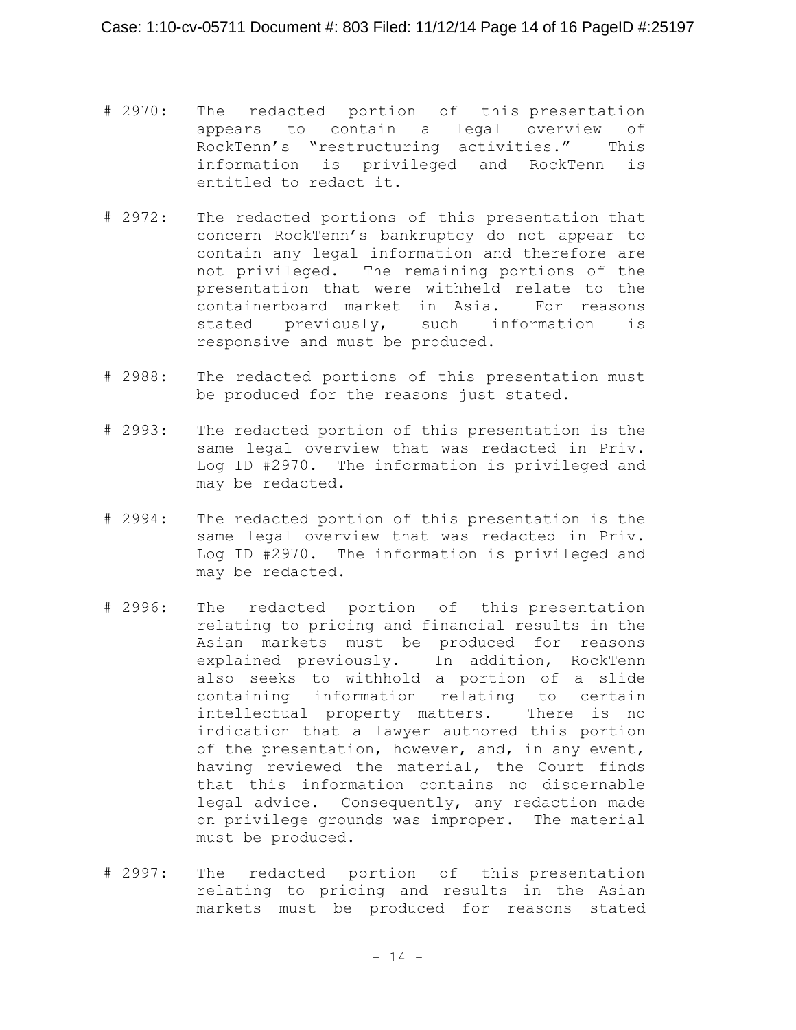# 2970: The redacted portion of this presentation appears to contain a legal overview of RockTenn's "restructuring activities." This information is privileged and RockTenn is entitled to redact it.

# 2972: The redacted portions of this presentation that concern RockTenn's bankruptcy do not appear to contain any legal information and therefore are not privileged. The remaining portions of the presentation that were withheld relate to the containerboard market in Asia. For reasons stated previously, such information is responsive and must be produced.

# 2988: The redacted portions of this presentation must be produced for the reasons just stated.

# 2993: The redacted portion of this presentation is the same legal overview that was redacted in Priv. Log ID #2970. The information is privileged and may be redacted.

# 2994: The redacted portion of this presentation is the same legal overview that was redacted in Priv. Log ID #2970. The information is privileged and may be redacted.

# 2996: The redacted portion of this presentation relating to pricing and financial results in the Asian markets must be produced for reasons explained previously. In addition, RockTenn also seeks to withhold a portion of a slide containing information relating to certain intellectual property matters. There is no indication that a lawyer authored this portion of the presentation, however, and, in any event, having reviewed the material, the Court finds that this information contains no discernable legal advice. Consequently, any redaction made on privilege grounds was improper. The material must be produced.

# 2997: The redacted portion of this presentation relating to pricing and results in the Asian markets must be produced for reasons stated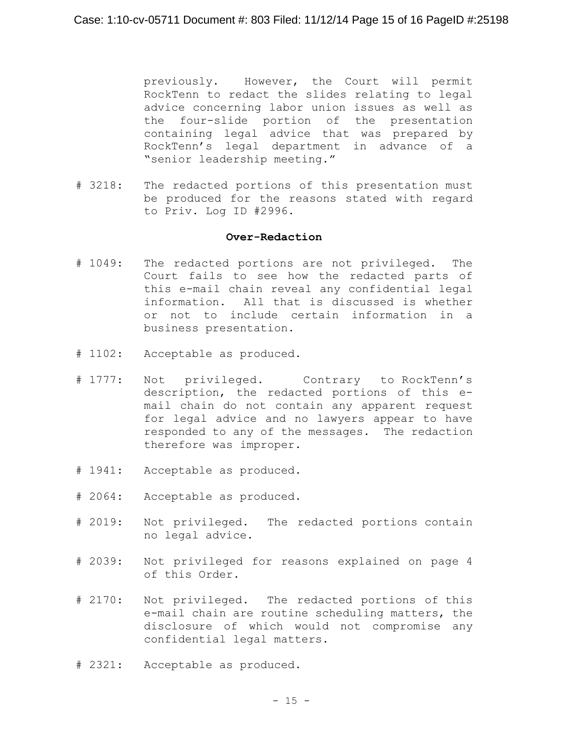previously. However, the Court will permit RockTenn to redact the slides relating to legal advice concerning labor union issues as well as the four-slide portion of the presentation containing legal advice that was prepared by RockTenn's legal department in advance of a "senior leadership meeting."

# 3218: The redacted portions of this presentation must be produced for the reasons stated with regard to Priv. Log ID #2996.

**Over-Redaction**

# 1049: The redacted portions are not privileged. The Court fails to see how the redacted parts of this e-mail chain reveal any confidential legal information. All that is discussed is whether or not to include certain information in a business presentation.

# 1102: Acceptable as produced.

# 1777: Not privileged. Contrary to RockTenn's description, the redacted portions of this e-mail chain do not contain any apparent request for legal advice and no lawyers appear to have responded to any of the messages. The redaction therefore was improper.

# 1941: Acceptable as produced.

# 2064: Acceptable as produced.

# 2019: Not privileged. The redacted portions contain no legal advice.

# 2039: Not privileged for reasons explained on page 4 of this Order.

# 2170: Not privileged. The redacted portions of this e-mail chain are routine scheduling matters, the disclosure of which would not compromise any confidential legal matters.

# 2321: Acceptable as produced.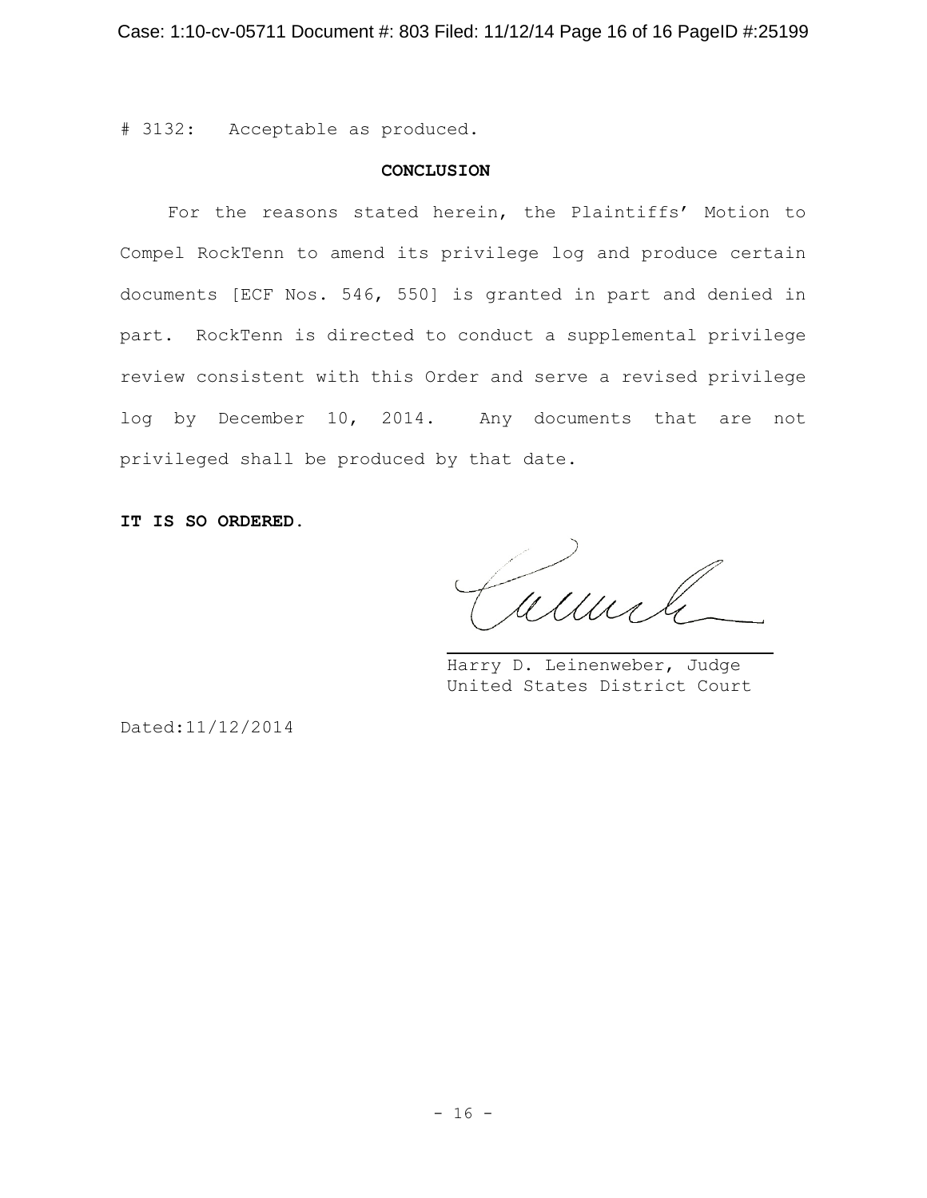# 3132: Acceptable as produced.

**CONCLUSION**

For the reasons stated herein, the Plaintiffs' Motion to Compel RockTenn to amend its privilege log and produce certain documents [ECF Nos. 546, 550] is granted in part and denied in part. RockTenn is directed to conduct a supplemental privilege review consistent with this Order and serve a revised privilege log by December 10, 2014. Any documents that are not privileged shall be produced by that date.

**IT IS SO ORDERED.**

Harry D. Leinenweber, Judge
United States District Court

Dated:11/12/2014